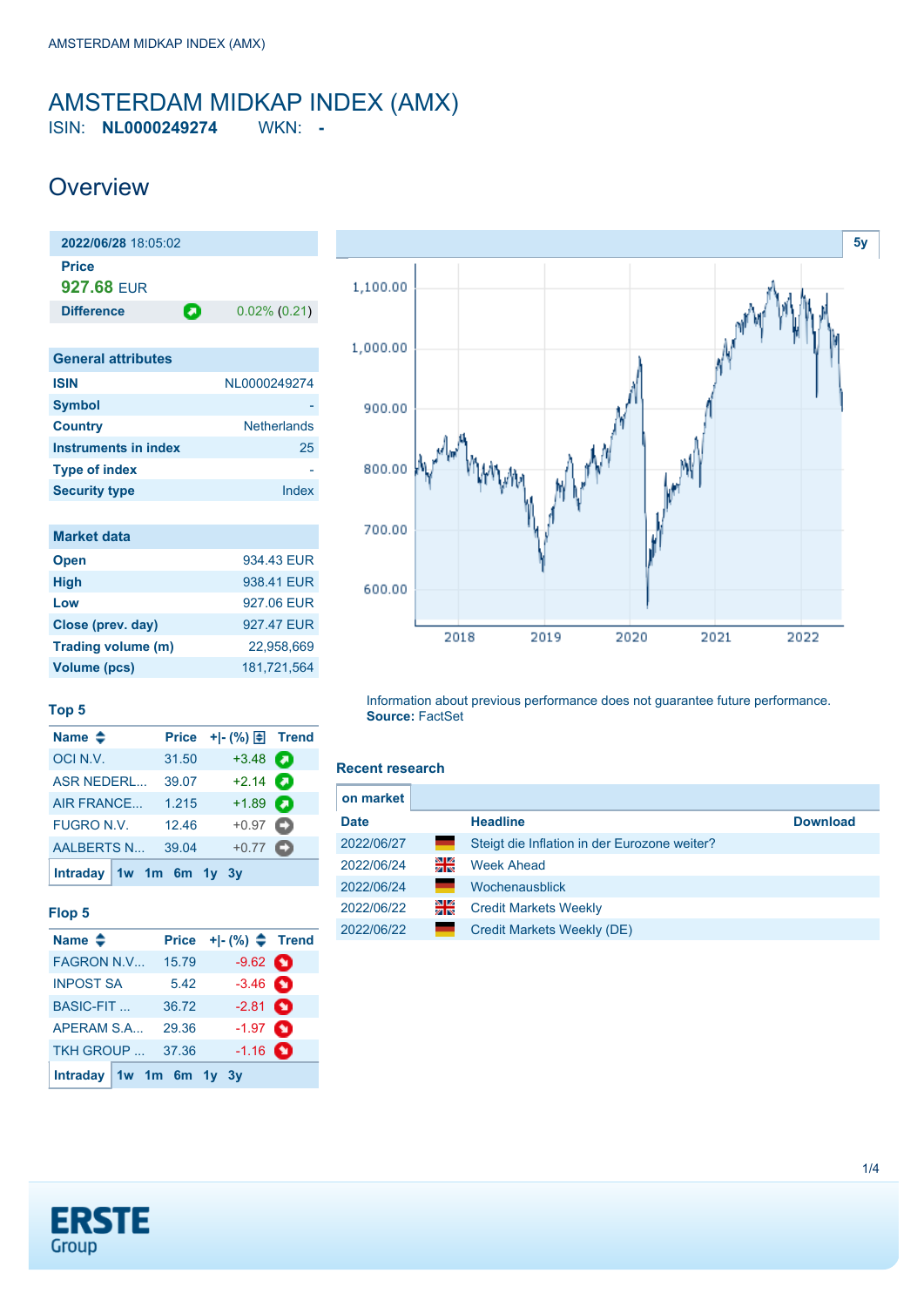# AMSTERDAM MIDKAP INDEX (AMX)

ISIN: **NL0000249274** WKN: **-**

## Overview

**2022/06/28** 18:05:02

**Price**
**927.68** EUR

| **Difference** | 0.02% (0.21) |
|---|---|

| General attributes | |
|---|---|
| ISIN | NL0000249274 |
| Symbol | - |
| Country | Netherlands |
| Instruments in index | 25 |
| Type of index | - |
| Security type | Index |

| Market data | |
|---|---|
| Open | 934.43 EUR |
| High | 938.41 EUR |
| Low | 927.06 EUR |
| Close (prev. day) | 927.47 EUR |
| Trading volume (m) | 22,958,669 |
| Volume (pcs) | 181,721,564 |

### Top 5

| Name | Price | +\|- (%) | Trend |
|---|---|---|---|
| OCI N.V. | 31.50 | +3.48 | |
| ASR NEDERL... | 39.07 | +2.14 | |
| AIR FRANCE... | 1.215 | +1.89 | |
| FUGRO N.V. | 12.46 | +0.97 | |
| AALBERTS N... | 39.04 | +0.77 | |

Intraday 1w 1m 6m 1y 3y

### Flop 5

| Name | Price | +\|- (%) | Trend |
|---|---|---|---|
| FAGRON N.V... | 15.79 | -9.62 | |
| INPOST SA | 5.42 | -3.46 | |
| BASIC-FIT ... | 36.72 | -2.81 | |
| APERAM S.A... | 29.36 | -1.97 | |
| TKH GROUP ... | 37.36 | -1.16 | |

Intraday 1w 1m 6m 1y 3y

5y

Information about previous performance does not guarantee future performance.
**Source:** FactSet

### Recent research

on market

| Date | | Headline | Download |
|---|---|---|---|
| 2022/06/27 | | Steigt die Inflation in der Eurozone weiter? | |
| 2022/06/24 | | Week Ahead | |
| 2022/06/24 | | Wochenausblick | |
| 2022/06/22 | | Credit Markets Weekly | |
| 2022/06/22 | | Credit Markets Weekly (DE) | |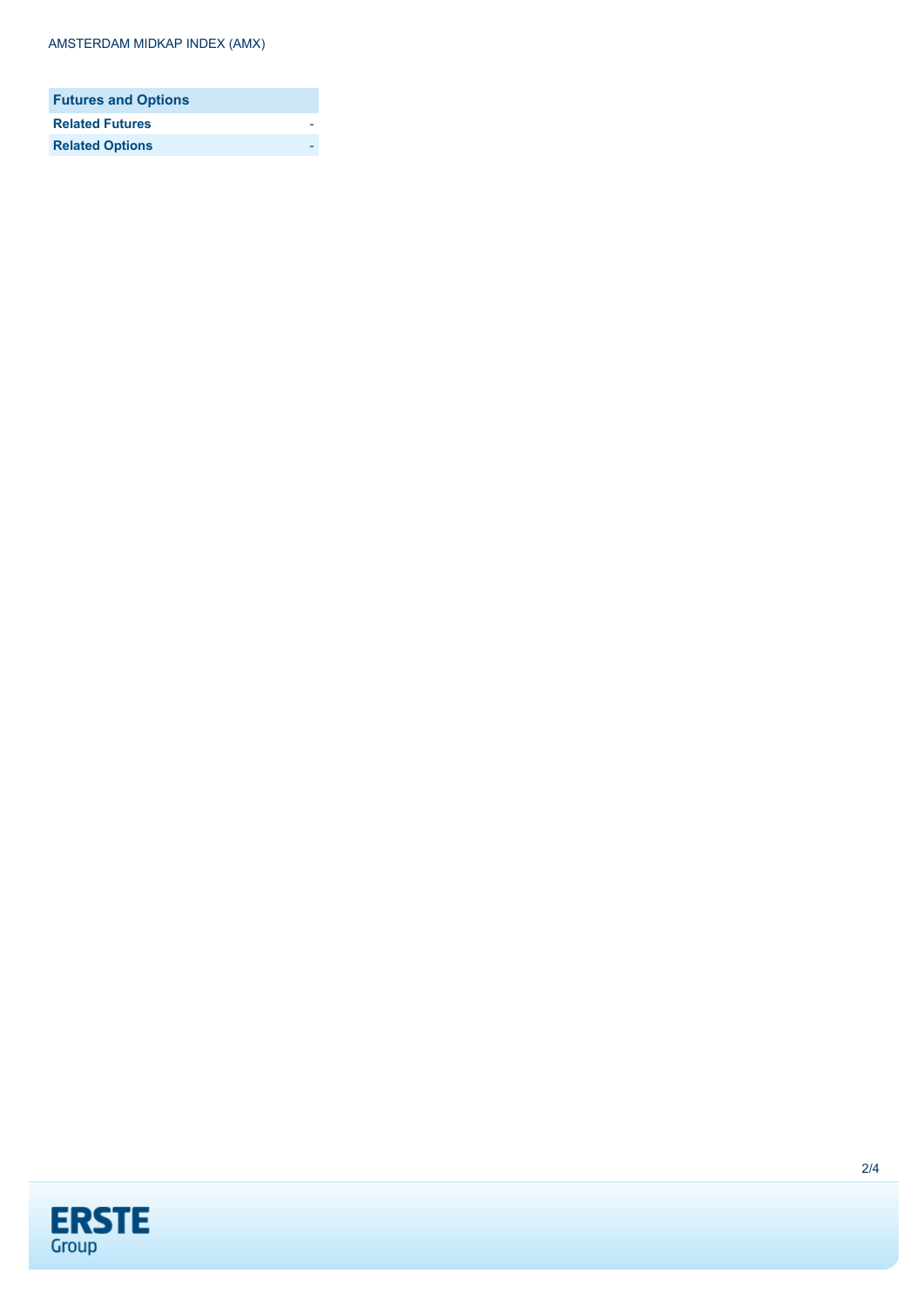| Futures and Options | |
| --- | --- |
| **Related Futures** | - |
| **Related Options** | - |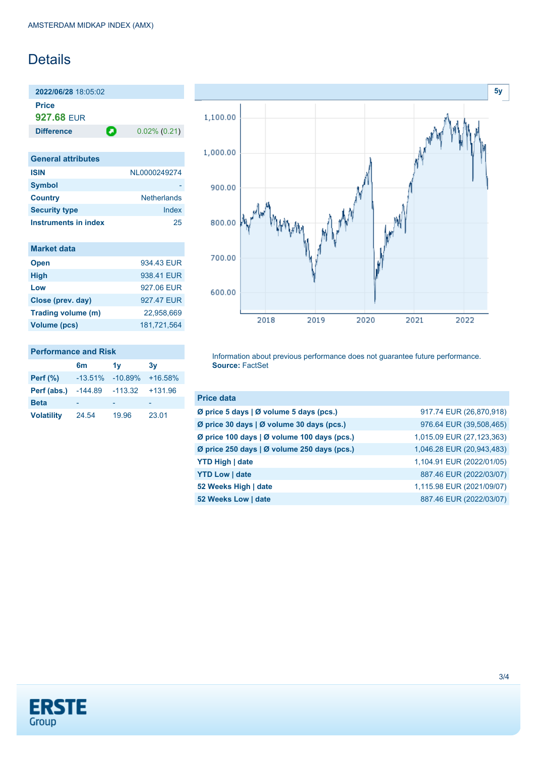AMSTERDAM MIDKAP INDEX (AMX)

# Details

**2022/06/28** 18:05:02

**Price**

**927.68** EUR

| **Difference** | 0.02% (0.21) |
| --- | --- |

## General attributes

| | |
| --- | --- |
| **ISIN** | NL0000249274 |
| **Symbol** | - |
| **Country** | Netherlands |
| **Security type** | Index |
| **Instruments in index** | 25 |

## Market data

| | |
| --- | --- |
| **Open** | 934.43 EUR |
| **High** | 938.41 EUR |
| **Low** | 927.06 EUR |
| **Close (prev. day)** | 927.47 EUR |
| **Trading volume (m)** | 22,958,669 |
| **Volume (pcs)** | 181,721,564 |

## Performance and Risk

| | 6m | 1y | 3y |
| --- | --- | --- | --- |
| **Perf (%)** | -13.51% | -10.89% | +16.58% |
| **Perf (abs.)** | -144.89 | -113.32 | +131.96 |
| **Beta** | - | - | - |
| **Volatility** | 24.54 | 19.96 | 23.01 |

Information about previous performance does not guarantee future performance.
**Source:** FactSet

## Price data

| | |
| --- | --- |
| **Ø price 5 days \| Ø volume 5 days (pcs.)** | 917.74 EUR (26,870,918) |
| **Ø price 30 days \| Ø volume 30 days (pcs.)** | 976.64 EUR (39,508,465) |
| **Ø price 100 days \| Ø volume 100 days (pcs.)** | 1,015.09 EUR (27,123,363) |
| **Ø price 250 days \| Ø volume 250 days (pcs.)** | 1,046.28 EUR (20,943,483) |
| **YTD High \| date** | 1,104.91 EUR (2022/01/05) |
| **YTD Low \| date** | 887.46 EUR (2022/03/07) |
| **52 Weeks High \| date** | 1,115.98 EUR (2021/09/07) |
| **52 Weeks Low \| date** | 887.46 EUR (2022/03/07) |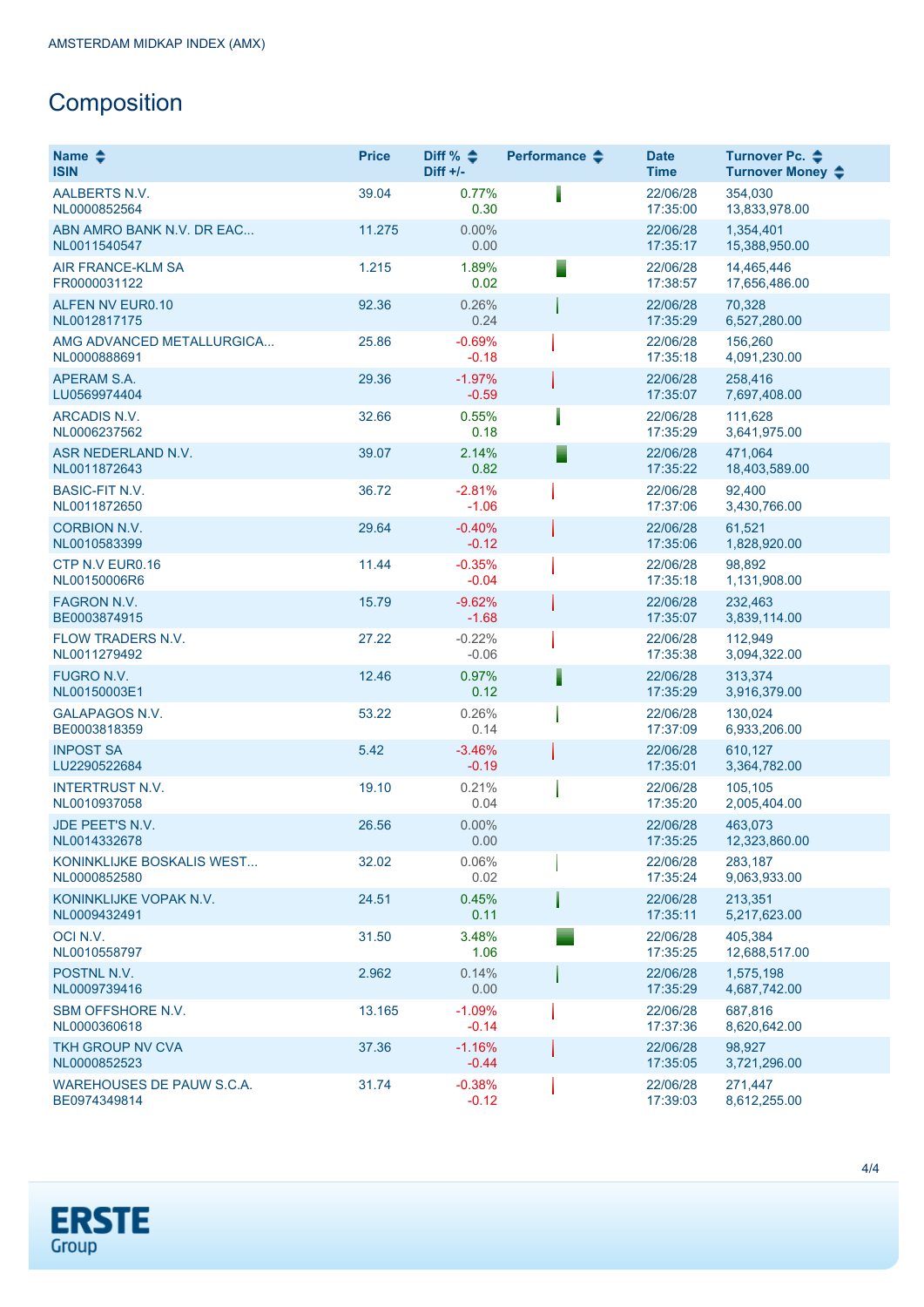AMSTERDAM MIDKAP INDEX (AMX)

# Composition

| Name<br>ISIN | Price | Diff %<br>Diff +/- | Performance | Date<br>Time | Turnover Pc.<br>Turnover Money |
|---|---|---|---|---|---|
| AALBERTS N.V.<br>NL0000852564 | 39.04 | 0.77%<br>0.30 | | 22/06/28<br>17:35:00 | 354,030<br>13,833,978.00 |
| ABN AMRO BANK N.V. DR EAC...<br>NL0011540547 | 11.275 | 0.00%<br>0.00 | | 22/06/28<br>17:35:17 | 1,354,401<br>15,388,950.00 |
| AIR FRANCE-KLM SA<br>FR0000031122 | 1.215 | 1.89%<br>0.02 | | 22/06/28<br>17:38:57 | 14,465,446<br>17,656,486.00 |
| ALFEN NV EUR0.10<br>NL0012817175 | 92.36 | 0.26%<br>0.24 | | 22/06/28<br>17:35:29 | 70,328<br>6,527,280.00 |
| AMG ADVANCED METALLURGICA...<br>NL0000888691 | 25.86 | -0.69%<br>-0.18 | | 22/06/28<br>17:35:18 | 156,260<br>4,091,230.00 |
| APERAM S.A.<br>LU0569974404 | 29.36 | -1.97%<br>-0.59 | | 22/06/28<br>17:35:07 | 258,416<br>7,697,408.00 |
| ARCADIS N.V.<br>NL0006237562 | 32.66 | 0.55%<br>0.18 | | 22/06/28<br>17:35:29 | 111,628<br>3,641,975.00 |
| ASR NEDERLAND N.V.<br>NL0011872643 | 39.07 | 2.14%<br>0.82 | | 22/06/28<br>17:35:22 | 471,064<br>18,403,589.00 |
| BASIC-FIT N.V.<br>NL0011872650 | 36.72 | -2.81%<br>-1.06 | | 22/06/28<br>17:37:06 | 92,400<br>3,430,766.00 |
| CORBION N.V.<br>NL0010583399 | 29.64 | -0.40%<br>-0.12 | | 22/06/28<br>17:35:06 | 61,521<br>1,828,920.00 |
| CTP N.V EUR0.16<br>NL00150006R6 | 11.44 | -0.35%<br>-0.04 | | 22/06/28<br>17:35:18 | 98,892<br>1,131,908.00 |
| FAGRON N.V.<br>BE0003874915 | 15.79 | -9.62%<br>-1.68 | | 22/06/28<br>17:35:07 | 232,463<br>3,839,114.00 |
| FLOW TRADERS N.V.<br>NL0011279492 | 27.22 | -0.22%<br>-0.06 | | 22/06/28<br>17:35:38 | 112,949<br>3,094,322.00 |
| FUGRO N.V.<br>NL00150003E1 | 12.46 | 0.97%<br>0.12 | | 22/06/28<br>17:35:29 | 313,374<br>3,916,379.00 |
| GALAPAGOS N.V.<br>BE0003818359 | 53.22 | 0.26%<br>0.14 | | 22/06/28<br>17:37:09 | 130,024<br>6,933,206.00 |
| INPOST SA<br>LU2290522684 | 5.42 | -3.46%<br>-0.19 | | 22/06/28<br>17:35:01 | 610,127<br>3,364,782.00 |
| INTERTRUST N.V.<br>NL0010937058 | 19.10 | 0.21%<br>0.04 | | 22/06/28<br>17:35:20 | 105,105<br>2,005,404.00 |
| JDE PEET'S N.V.<br>NL0014332678 | 26.56 | 0.00%<br>0.00 | | 22/06/28<br>17:35:25 | 463,073<br>12,323,860.00 |
| KONINKLIJKE BOSKALIS WEST...<br>NL0000852580 | 32.02 | 0.06%<br>0.02 | | 22/06/28<br>17:35:24 | 283,187<br>9,063,933.00 |
| KONINKLIJKE VOPAK N.V.<br>NL0009432491 | 24.51 | 0.45%<br>0.11 | | 22/06/28<br>17:35:11 | 213,351<br>5,217,623.00 |
| OCI N.V.<br>NL0010558797 | 31.50 | 3.48%<br>1.06 | | 22/06/28<br>17:35:25 | 405,384<br>12,688,517.00 |
| POSTNL N.V.<br>NL0009739416 | 2.962 | 0.14%<br>0.00 | | 22/06/28<br>17:35:29 | 1,575,198<br>4,687,742.00 |
| SBM OFFSHORE N.V.<br>NL0000360618 | 13.165 | -1.09%<br>-0.14 | | 22/06/28<br>17:37:36 | 687,816<br>8,620,642.00 |
| TKH GROUP NV CVA<br>NL0000852523 | 37.36 | -1.16%<br>-0.44 | | 22/06/28<br>17:35:05 | 98,927<br>3,721,296.00 |
| WAREHOUSES DE PAUW S.C.A.<br>BE0974349814 | 31.74 | -0.38%<br>-0.12 | | 22/06/28<br>17:39:03 | 271,447<br>8,612,255.00 |

ERSTE Group